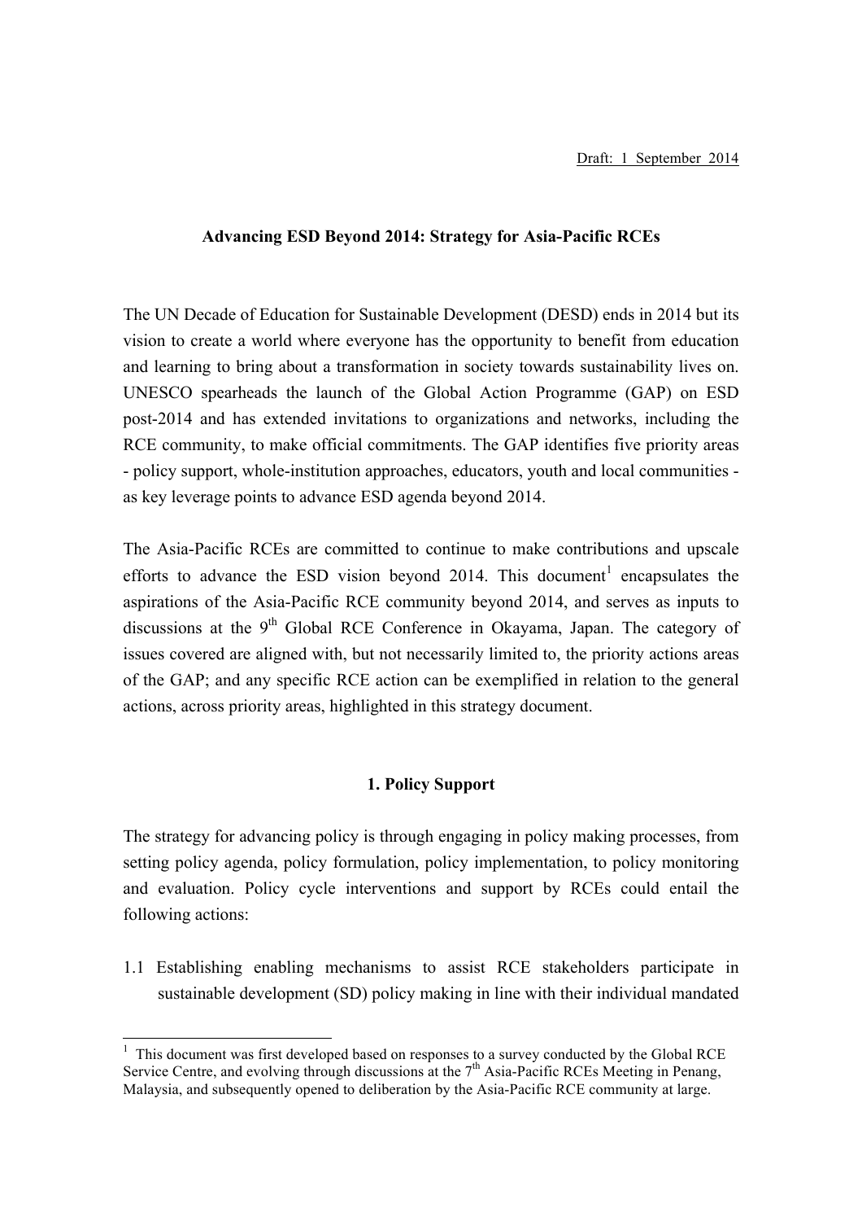Draft: 1 September 2014

# Advancing ESD Beyond 2014: Strategy for Asia-Pacific RCEs

The UN Decade of Education for Sustainable Development (DESD) ends in 2014 but its vision to create a world where everyone has the opportunity to benefit from education and learning to bring about a transformation in society towards sustainability lives on. UNESCO spearheads the launch of the Global Action Programme (GAP) on ESD post-2014 and has extended invitations to organizations and networks, including the RCE community, to make official commitments. The GAP identifies five priority areas - policy support, whole-institution approaches, educators, youth and local communities - as key leverage points to advance ESD agenda beyond 2014.

The Asia-Pacific RCEs are committed to continue to make contributions and upscale efforts to advance the ESD vision beyond 2014. This document[1] encapsulates the aspirations of the Asia-Pacific RCE community beyond 2014, and serves as inputs to discussions at the 9th Global RCE Conference in Okayama, Japan. The category of issues covered are aligned with, but not necessarily limited to, the priority actions areas of the GAP; and any specific RCE action can be exemplified in relation to the general actions, across priority areas, highlighted in this strategy document.

## 1. Policy Support

The strategy for advancing policy is through engaging in policy making processes, from setting policy agenda, policy formulation, policy implementation, to policy monitoring and evaluation. Policy cycle interventions and support by RCEs could entail the following actions:

1.1 Establishing enabling mechanisms to assist RCE stakeholders participate in sustainable development (SD) policy making in line with their individual mandated

---

[1] This document was first developed based on responses to a survey conducted by the Global RCE Service Centre, and evolving through discussions at the 7th Asia-Pacific RCEs Meeting in Penang, Malaysia, and subsequently opened to deliberation by the Asia-Pacific RCE community at large.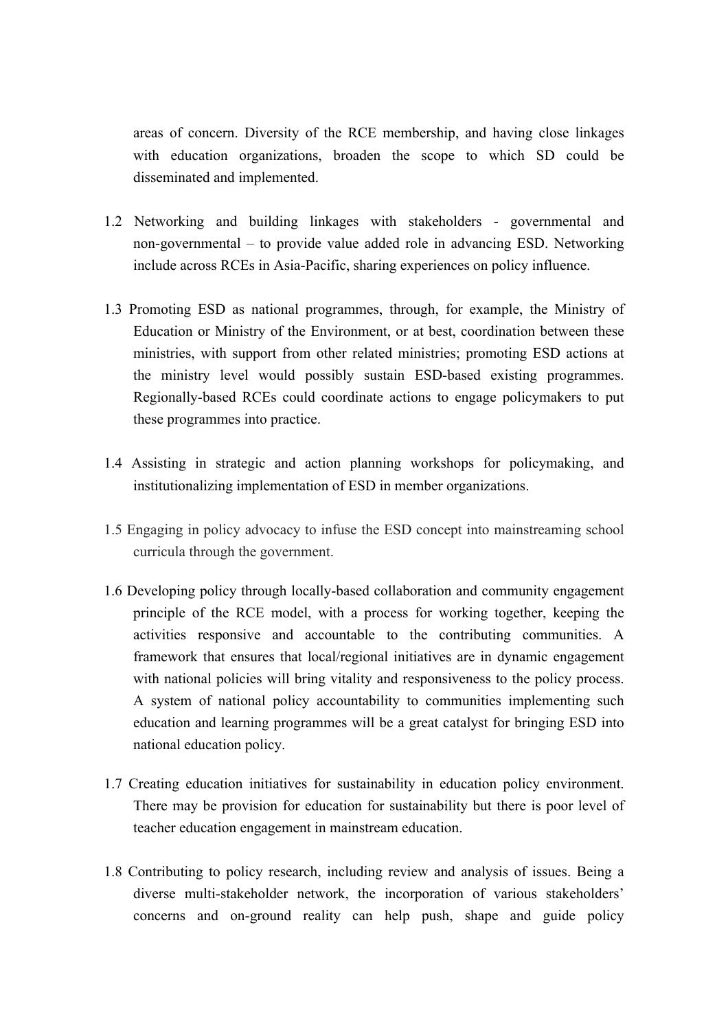areas of concern. Diversity of the RCE membership, and having close linkages with education organizations, broaden the scope to which SD could be disseminated and implemented.

1.2 Networking and building linkages with stakeholders - governmental and non-governmental – to provide value added role in advancing ESD. Networking include across RCEs in Asia-Pacific, sharing experiences on policy influence.

1.3 Promoting ESD as national programmes, through, for example, the Ministry of Education or Ministry of the Environment, or at best, coordination between these ministries, with support from other related ministries; promoting ESD actions at the ministry level would possibly sustain ESD-based existing programmes. Regionally-based RCEs could coordinate actions to engage policymakers to put these programmes into practice.

1.4 Assisting in strategic and action planning workshops for policymaking, and institutionalizing implementation of ESD in member organizations.

1.5 Engaging in policy advocacy to infuse the ESD concept into mainstreaming school curricula through the government.

1.6 Developing policy through locally-based collaboration and community engagement principle of the RCE model, with a process for working together, keeping the activities responsive and accountable to the contributing communities. A framework that ensures that local/regional initiatives are in dynamic engagement with national policies will bring vitality and responsiveness to the policy process. A system of national policy accountability to communities implementing such education and learning programmes will be a great catalyst for bringing ESD into national education policy.

1.7 Creating education initiatives for sustainability in education policy environment. There may be provision for education for sustainability but there is poor level of teacher education engagement in mainstream education.

1.8 Contributing to policy research, including review and analysis of issues. Being a diverse multi-stakeholder network, the incorporation of various stakeholders' concerns and on-ground reality can help push, shape and guide policy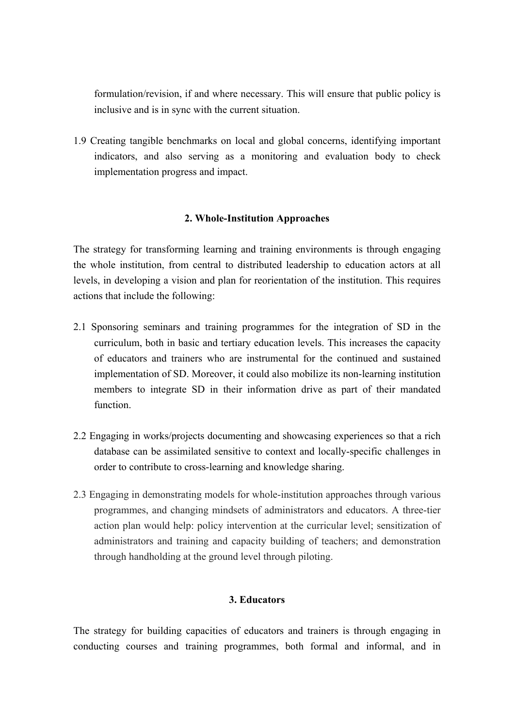formulation/revision, if and where necessary. This will ensure that public policy is inclusive and is in sync with the current situation.

1.9 Creating tangible benchmarks on local and global concerns, identifying important indicators, and also serving as a monitoring and evaluation body to check implementation progress and impact.

## 2. Whole-Institution Approaches

The strategy for transforming learning and training environments is through engaging the whole institution, from central to distributed leadership to education actors at all levels, in developing a vision and plan for reorientation of the institution. This requires actions that include the following:

2.1 Sponsoring seminars and training programmes for the integration of SD in the curriculum, both in basic and tertiary education levels. This increases the capacity of educators and trainers who are instrumental for the continued and sustained implementation of SD. Moreover, it could also mobilize its non-learning institution members to integrate SD in their information drive as part of their mandated function.

2.2 Engaging in works/projects documenting and showcasing experiences so that a rich database can be assimilated sensitive to context and locally-specific challenges in order to contribute to cross-learning and knowledge sharing.

2.3 Engaging in demonstrating models for whole-institution approaches through various programmes, and changing mindsets of administrators and educators. A three-tier action plan would help: policy intervention at the curricular level; sensitization of administrators and training and capacity building of teachers; and demonstration through handholding at the ground level through piloting.

## 3. Educators

The strategy for building capacities of educators and trainers is through engaging in conducting courses and training programmes, both formal and informal, and in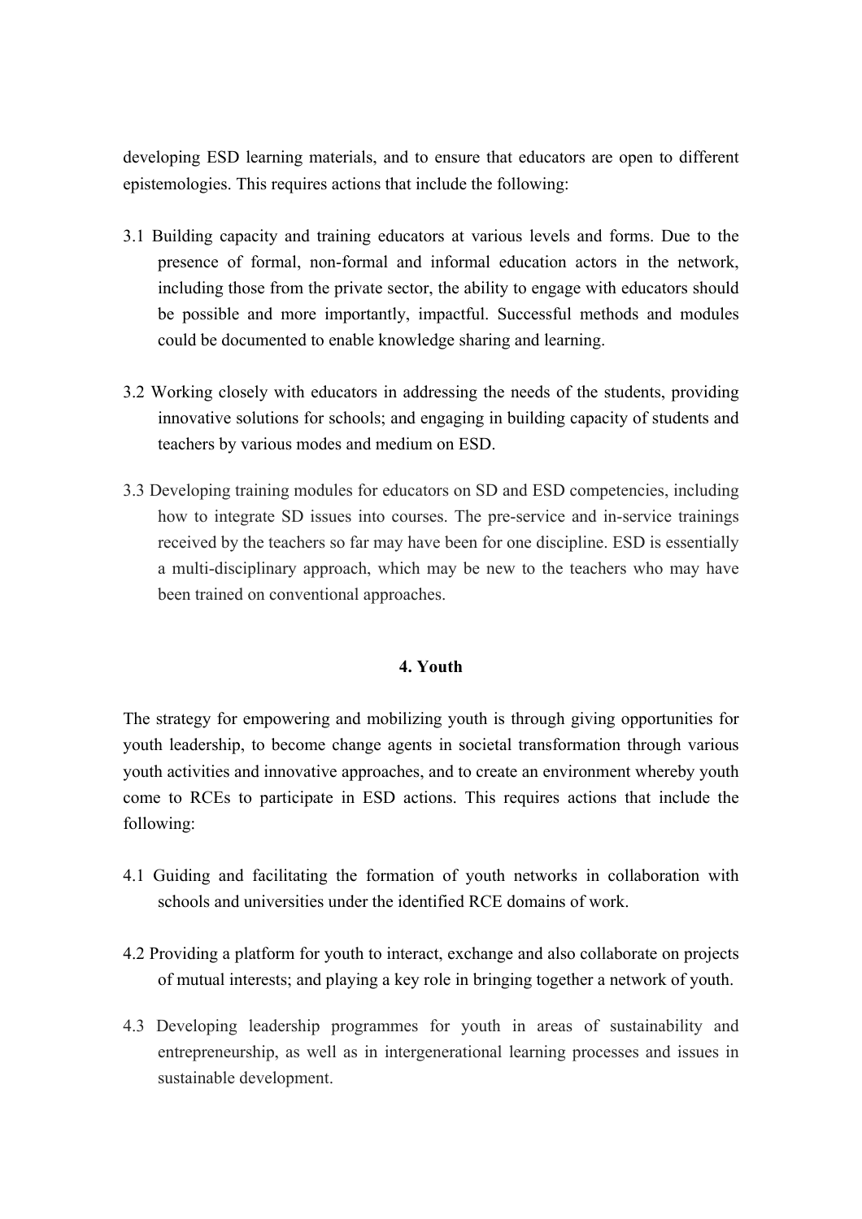developing ESD learning materials, and to ensure that educators are open to different epistemologies. This requires actions that include the following:

3.1 Building capacity and training educators at various levels and forms. Due to the presence of formal, non-formal and informal education actors in the network, including those from the private sector, the ability to engage with educators should be possible and more importantly, impactful. Successful methods and modules could be documented to enable knowledge sharing and learning.

3.2 Working closely with educators in addressing the needs of the students, providing innovative solutions for schools; and engaging in building capacity of students and teachers by various modes and medium on ESD.

3.3 Developing training modules for educators on SD and ESD competencies, including how to integrate SD issues into courses. The pre-service and in-service trainings received by the teachers so far may have been for one discipline. ESD is essentially a multi-disciplinary approach, which may be new to the teachers who may have been trained on conventional approaches.

## 4. Youth

The strategy for empowering and mobilizing youth is through giving opportunities for youth leadership, to become change agents in societal transformation through various youth activities and innovative approaches, and to create an environment whereby youth come to RCEs to participate in ESD actions. This requires actions that include the following:

4.1 Guiding and facilitating the formation of youth networks in collaboration with schools and universities under the identified RCE domains of work.

4.2 Providing a platform for youth to interact, exchange and also collaborate on projects of mutual interests; and playing a key role in bringing together a network of youth.

4.3 Developing leadership programmes for youth in areas of sustainability and entrepreneurship, as well as in intergenerational learning processes and issues in sustainable development.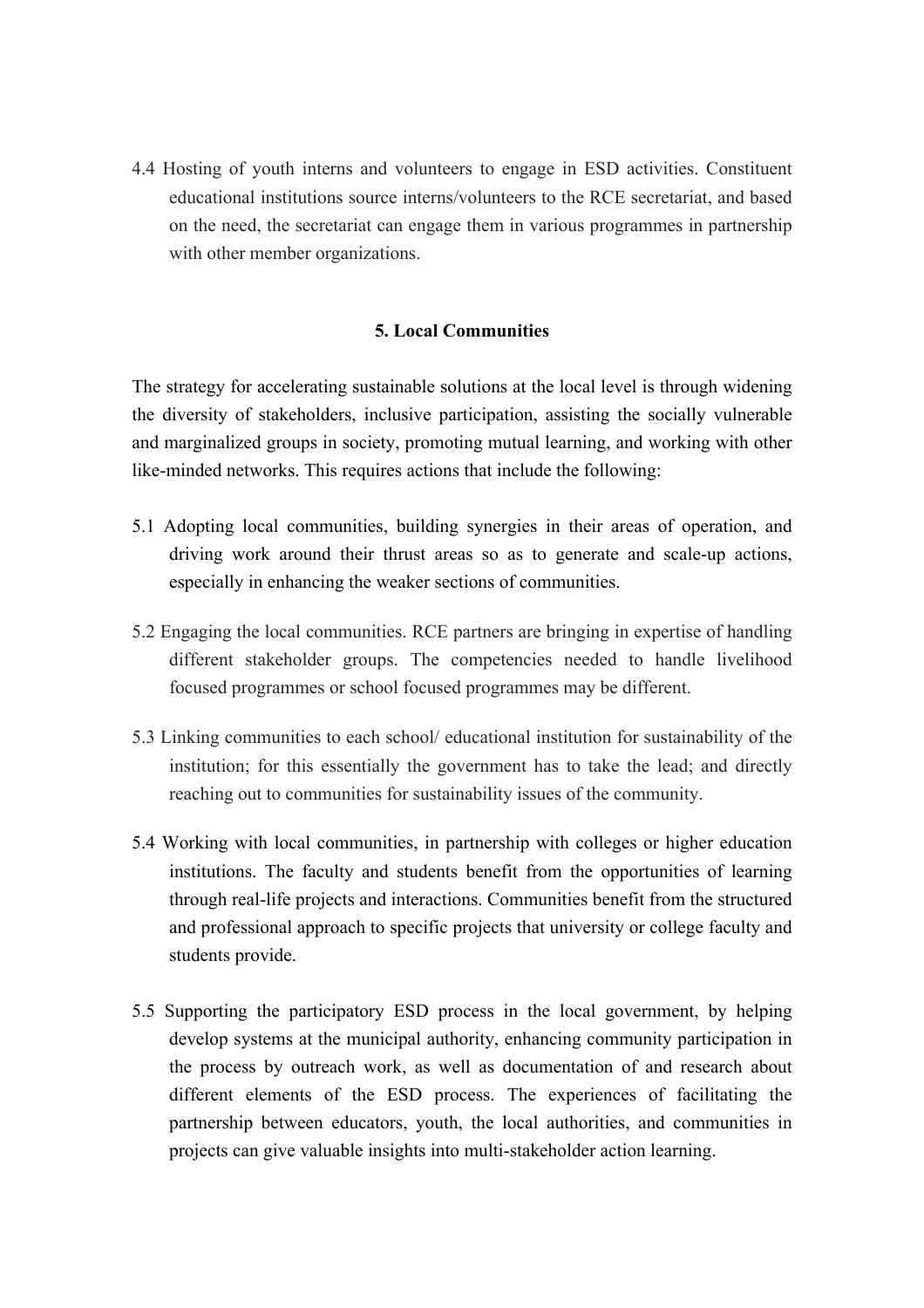4.4 Hosting of youth interns and volunteers to engage in ESD activities. Constituent educational institutions source interns/volunteers to the RCE secretariat, and based on the need, the secretariat can engage them in various programmes in partnership with other member organizations.

## 5. Local Communities

The strategy for accelerating sustainable solutions at the local level is through widening the diversity of stakeholders, inclusive participation, assisting the socially vulnerable and marginalized groups in society, promoting mutual learning, and working with other like-minded networks. This requires actions that include the following:

5.1 Adopting local communities, building synergies in their areas of operation, and driving work around their thrust areas so as to generate and scale-up actions, especially in enhancing the weaker sections of communities.

5.2 Engaging the local communities. RCE partners are bringing in expertise of handling different stakeholder groups. The competencies needed to handle livelihood focused programmes or school focused programmes may be different.

5.3 Linking communities to each school/ educational institution for sustainability of the institution; for this essentially the government has to take the lead; and directly reaching out to communities for sustainability issues of the community.

5.4 Working with local communities, in partnership with colleges or higher education institutions. The faculty and students benefit from the opportunities of learning through real-life projects and interactions. Communities benefit from the structured and professional approach to specific projects that university or college faculty and students provide.

5.5 Supporting the participatory ESD process in the local government, by helping develop systems at the municipal authority, enhancing community participation in the process by outreach work, as well as documentation of and research about different elements of the ESD process. The experiences of facilitating the partnership between educators, youth, the local authorities, and communities in projects can give valuable insights into multi-stakeholder action learning.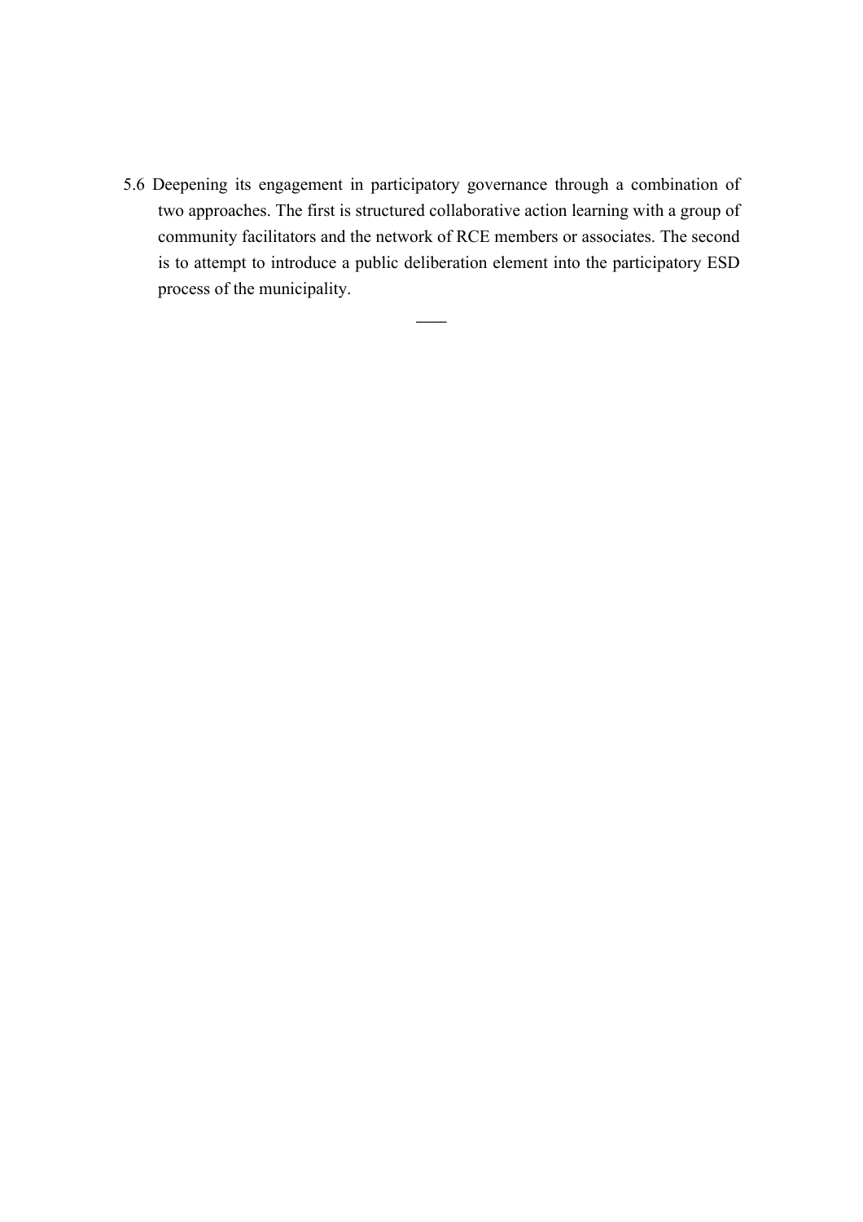5.6 Deepening its engagement in participatory governance through a combination of two approaches. The first is structured collaborative action learning with a group of community facilitators and the network of RCE members or associates. The second is to attempt to introduce a public deliberation element into the participatory ESD process of the municipality.

---